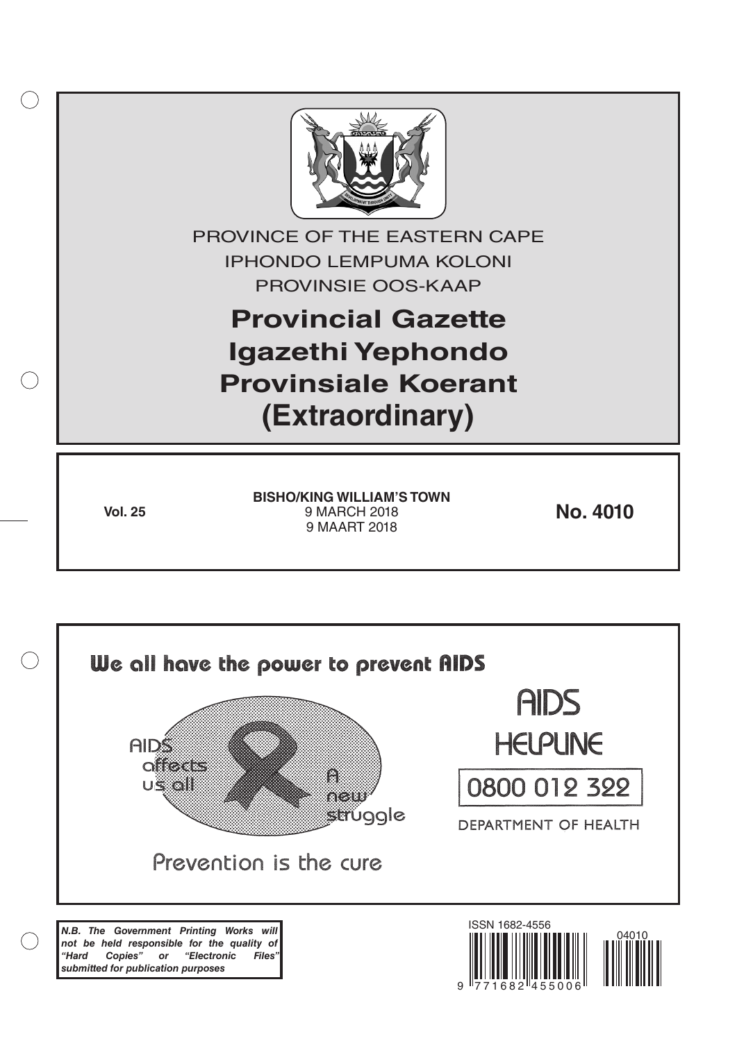PROVINCE OF THE EASTERN CAPE

IPHONDO LEMPUMA KOLONI

PROVINSIE OOS-KAAP

# Provincial Gazette
# Igazethi Yephondo
# Provinsiale Koerant
# (Extraordinary)

**Vol. 25**

**BISHO/KING WILLIAM'S TOWN**
9 MARCH 2018
9 MAART 2018

**No. 4010**

We all have the power to prevent AIDS

AIDS affects us all

A new struggle

Prevention is the cure

AIDS HELPLINE

0800 012 322

DEPARTMENT OF HEALTH

***N.B. The Government Printing Works will not be held responsible for the quality of "Hard Copies" or "Electronic Files" submitted for publication purposes***

ISSN 1682-4556

9 771682 455006

04010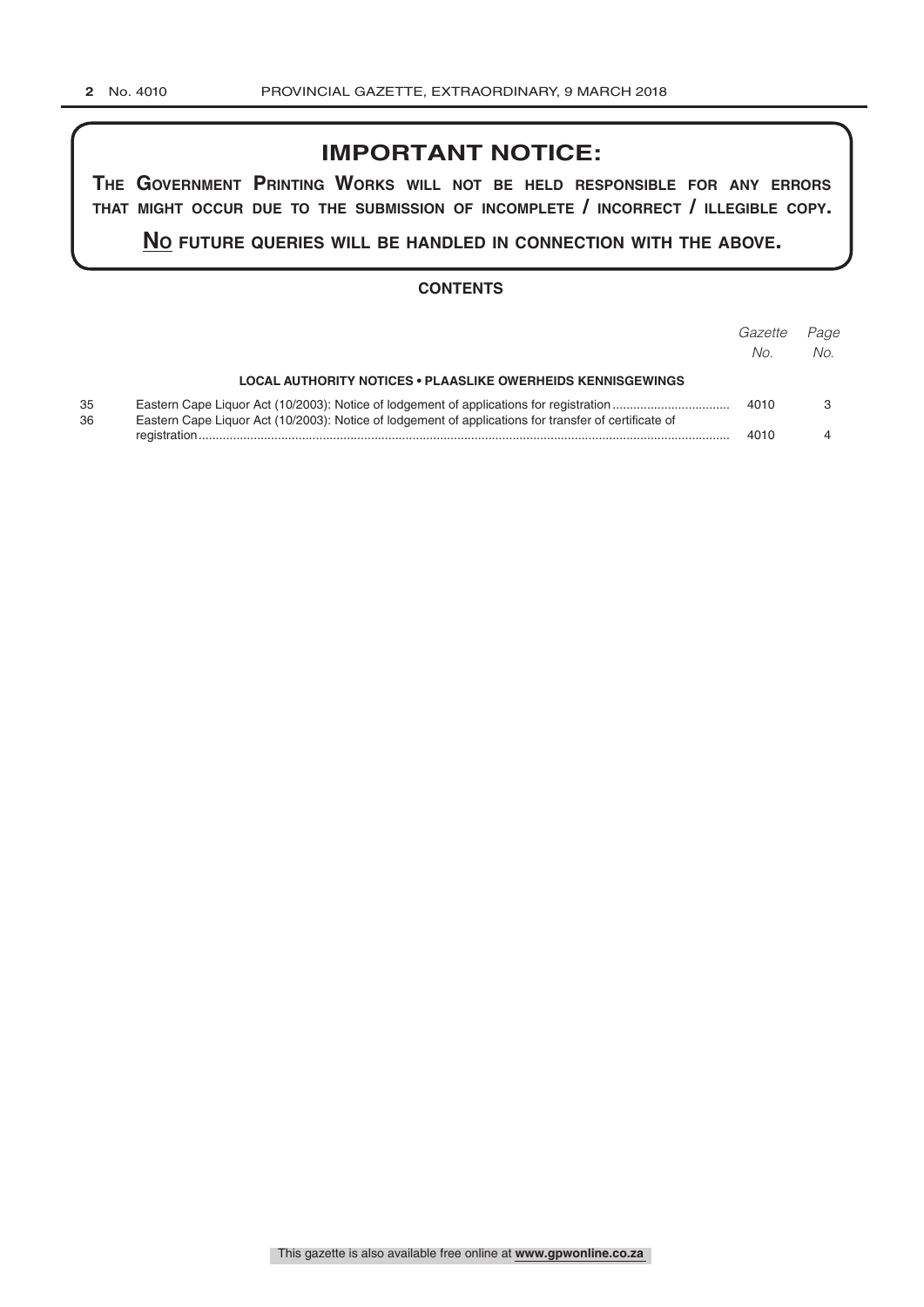# IMPORTANT NOTICE:

**THE GOVERNMENT PRINTING WORKS WILL NOT BE HELD RESPONSIBLE FOR ANY ERRORS THAT MIGHT OCCUR DUE TO THE SUBMISSION OF INCOMPLETE / INCORRECT / ILLEGIBLE COPY.**

**NO FUTURE QUERIES WILL BE HANDLED IN CONNECTION WITH THE ABOVE.**

## CONTENTS

| | | *Gazette No.* | *Page No.* |
|---|---|---|---|
| | **LOCAL AUTHORITY NOTICES • PLAASLIKE OWERHEIDS KENNISGEWINGS** | | |
| 35 | Eastern Cape Liquor Act (10/2003): Notice of lodgement of applications for registration | 4010 | 3 |
| 36 | Eastern Cape Liquor Act (10/2003): Notice of lodgement of applications for transfer of certificate of registration | 4010 | 4 |

This gazette is also available free online at **www.gpwonline.co.za**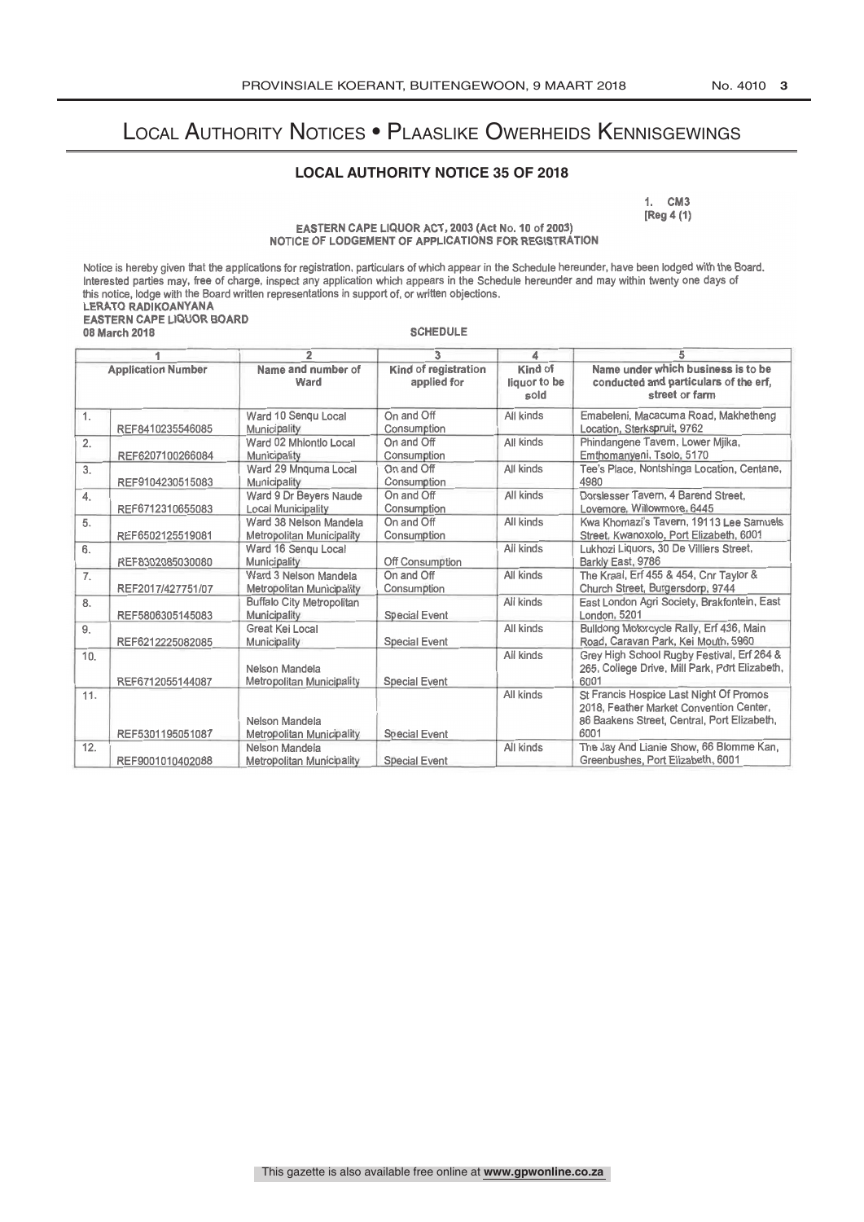# Local Authority Notices • Plaaslike Owerheids Kennisgewings

## LOCAL AUTHORITY NOTICE 35 OF 2018

1. CM3
[Reg 4 (1)

EASTERN CAPE LIQUOR ACT, 2003 (Act No. 10 of 2003)
NOTICE OF LODGEMENT OF APPLICATIONS FOR REGISTRATION

Notice is hereby given that the applications for registration, particulars of which appear in the Schedule hereunder, have been lodged with the Board. Interested parties may, free of charge, inspect any application which appears in the Schedule hereunder and may within twenty one days of this notice, lodge with the Board written representations in support of, or written objections.

**LERATO RADIKOANYANA**
**EASTERN CAPE LIQUOR BOARD**
**08 March 2018**

SCHEDULE

| 1 | | 2 | 3 | 4 | 5 |
|---|---|---|---|---|---|
| Application Number | | Name and number of Ward | Kind of registration applied for | Kind of liquor to be sold | Name under which business is to be conducted and particulars of the erf, street or farm |
| 1. | REF8410235546085 | Ward 10 Senqu Local Municipality | On and Off Consumption | All kinds | Emabeleni, Macacuma Road, Makhetheng Location, Sterkspruit, 9762 |
| 2. | REF6207100266084 | Ward 02 Mhlontlo Local Municipality | On and Off Consumption | All kinds | Phindangene Tavern, Lower Mjika, Emthomanyeni, Tsolo, 5170 |
| 3. | REF9104230515083 | Ward 29 Mnquma Local Municipality | On and Off Consumption | All kinds | Tee's Place, Nontshinga Location, Centane, 4980 |
| 4. | REF6712310655083 | Ward 9 Dr Beyers Naude Local Municipality | On and Off Consumption | All kinds | Dorslesser Tavern, 4 Barend Street, Lovemore, Willowmore, 6445 |
| 5. | REF6502125519081 | Ward 38 Nelson Mandela Metropolitan Municipality | On and Off Consumption | All kinds | Kwa Khomazi's Tavern, 19113 Lee Samuels Street, Kwanoxolo, Port Elizabeth, 6001 |
| 6. | REF8302085030080 | Ward 16 Senqu Local Municipality | Off Consumption | All kinds | Lukhozi Liquors, 30 De Villiers Street, Barkly East, 9786 |
| 7. | REF2017/427751/07 | Ward 3 Nelson Mandela Metropolitan Municipality | On and Off Consumption | All kinds | The Kraal, Erf 455 & 454, Cnr Taylor & Church Street, Burgersdorp, 9744 |
| 8. | REF5806305145083 | Buffalo City Metropolitan Municipality | Special Event | All kinds | East London Agri Society, Brakfontein, East London, 5201 |
| 9. | REF6212225082085 | Great Kei Local Municipality | Special Event | All kinds | Bulldog Motorcycle Rally, Erf 436, Main Road, Caravan Park, Kei Mouth, 5960 |
| 10. | REF6712055144087 | Nelson Mandela Metropolitan Municipality | Special Event | All kinds | Grey High School Rugby Festival, Erf 264 & 265, College Drive, Mill Park, Port Elizabeth, 6001 |
| 11. | REF5301195051087 | Nelson Mandela Metropolitan Municipality | Special Event | All kinds | St Francis Hospice Last Night Of Promos 2018, Feather Market Convention Center, 86 Baakens Street, Central, Port Elizabeth, 6001 |
| 12. | REF9001010402088 | Nelson Mandela Metropolitan Municipality | Special Event | All kinds | The Jay And Lianie Show, 66 Blomme Kan, Greenbushes, Port Elizabeth, 6001 |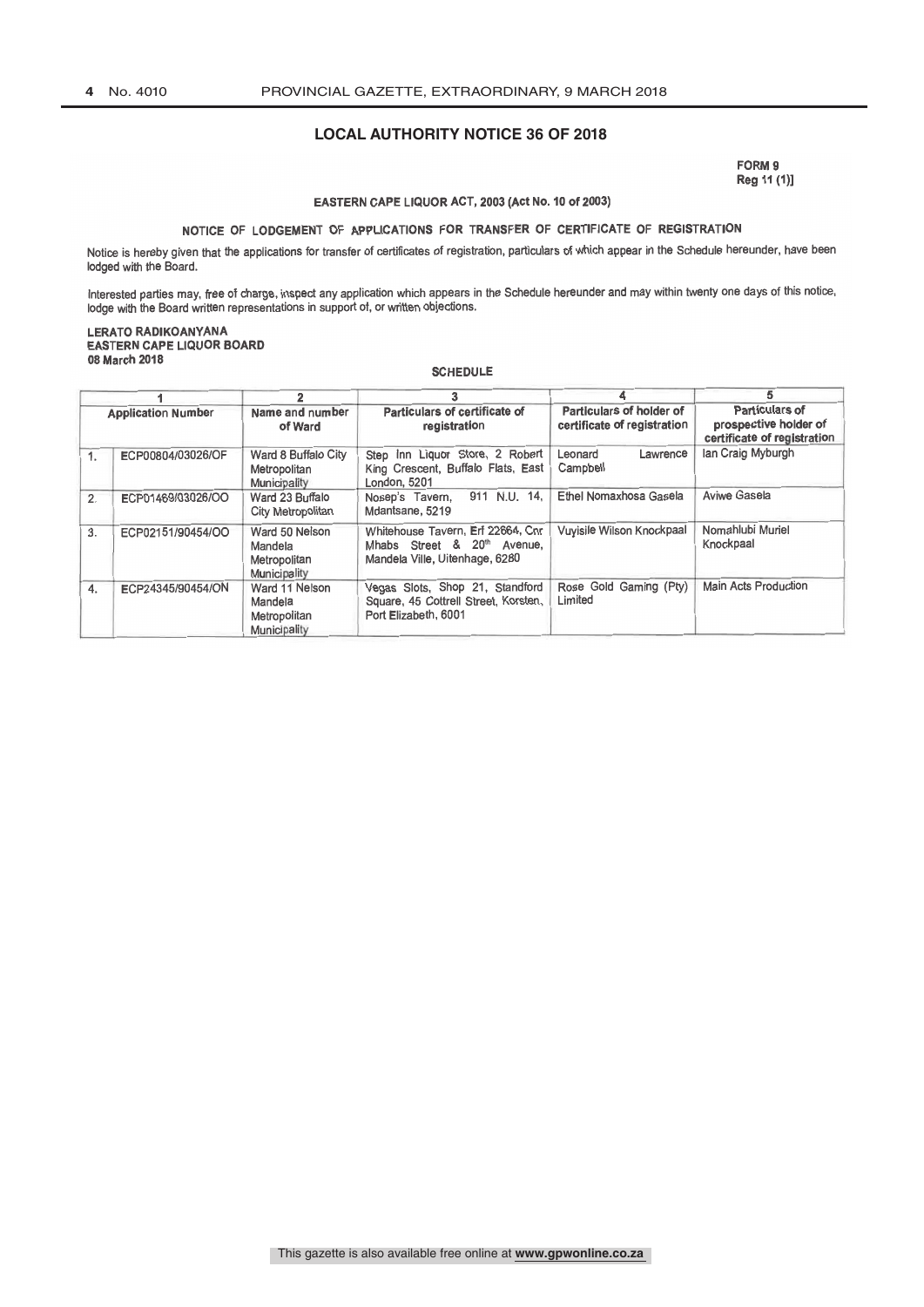## LOCAL AUTHORITY NOTICE 36 OF 2018

**FORM 9**
**Reg 11 (1)]**

**EASTERN CAPE LIQUOR ACT, 2003 (Act No. 10 of 2003)**

**NOTICE OF LODGEMENT OF APPLICATIONS FOR TRANSFER OF CERTIFICATE OF REGISTRATION**

Notice is hereby given that the applications for transfer of certificates of registration, particulars of which appear in the Schedule hereunder, have been lodged with the Board.

Interested parties may, free of charge, inspect any application which appears in the Schedule hereunder and may within twenty one days of this notice, lodge with the Board written representations in support of, or written objections.

**LERATO RADIKOANYANA**
**EASTERN CAPE LIQUOR BOARD**
**08 March 2018**

**SCHEDULE**

| 1 | | 2 | 3 | 4 | 5 |
|---|---|---|---|---|---|
| **Application Number** | | **Name and number of Ward** | **Particulars of certificate of registration** | **Particulars of holder of certificate of registration** | **Particulars of prospective holder of certificate of registration** |
| 1. | ECP00804/03026/OF | Ward 8 Buffalo City Metropolitan Municipality | Step Inn Liquor Store, 2 Robert King Crescent, Buffalo Flats, East London, 5201 | Leonard Lawrence Campbell | Ian Craig Myburgh |
| 2. | ECP01469/03026/OO | Ward 23 Buffalo City Metropolitan | Nosep's Tavern, 911 N.U. 14, Mdantsane, 5219 | Ethel Nomaxhosa Gasela | Aviwe Gasela |
| 3. | ECP02151/90454/OO | Ward 50 Nelson Mandela Metropolitan Municipality | Whitehouse Tavern, Erf 22664, Cnr Mhabs Street & 20th Avenue, Mandela Ville, Uitenhage, 6280 | Vuyisile Wilson Knockpaal | Nomahlubi Muriel Knockpaal |
| 4. | ECP24345/90454/ON | Ward 11 Nelson Mandela Metropolitan Municipality | Vegas Slots, Shop 21, Standford Square, 45 Cottrell Street, Korsten, Port Elizabeth, 6001 | Rose Gold Gaming (Pty) Limited | Main Acts Production |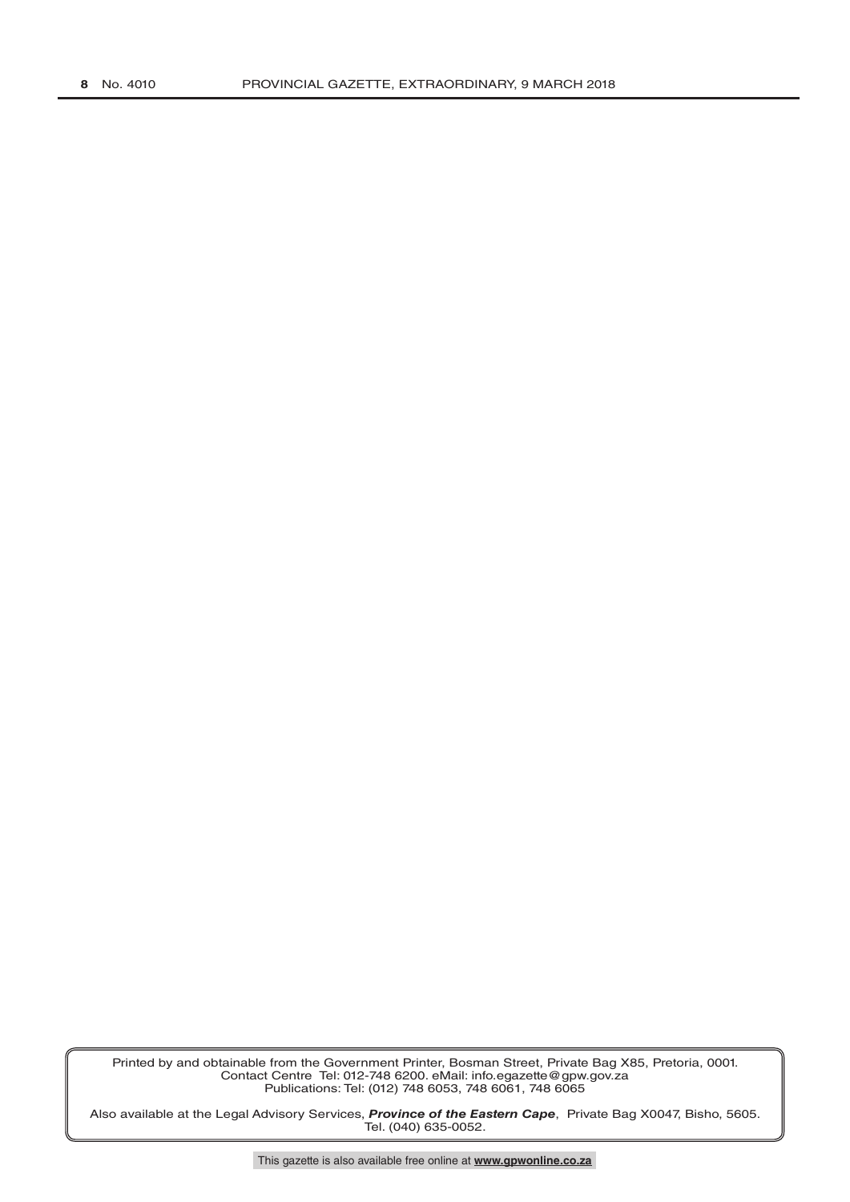Printed by and obtainable from the Government Printer, Bosman Street, Private Bag X85, Pretoria, 0001.
Contact Centre Tel: 012-748 6200. eMail: info.egazette@gpw.gov.za
Publications: Tel: (012) 748 6053, 748 6061, 748 6065

Also available at the Legal Advisory Services, ***Province of the Eastern Cape***, Private Bag X0047, Bisho, 5605.
Tel. (040) 635-0052.

This gazette is also available free online at **www.gpwonline.co.za**